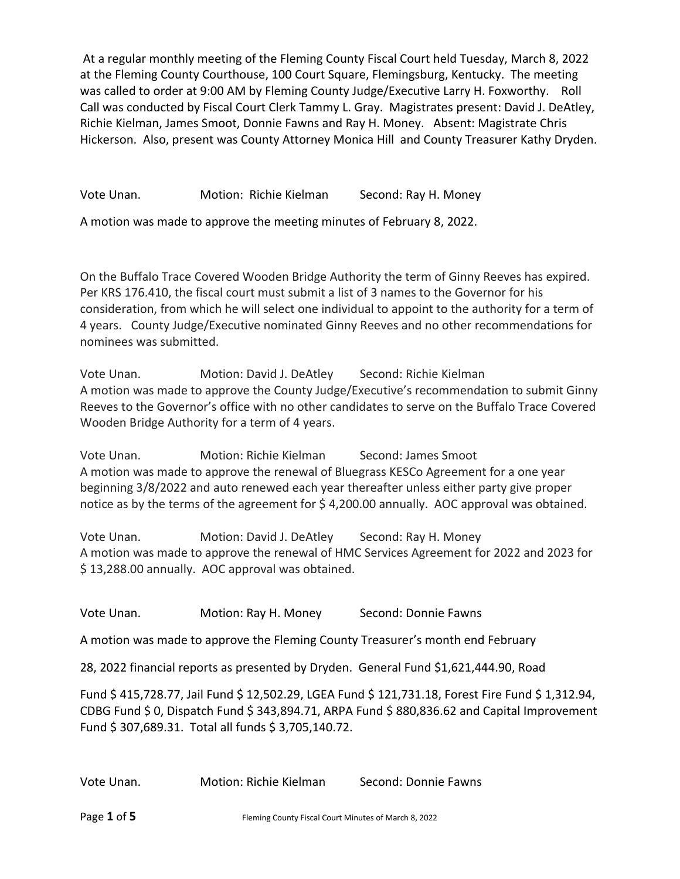At a regular monthly meeting of the Fleming County Fiscal Court held Tuesday, March 8, 2022 at the Fleming County Courthouse, 100 Court Square, Flemingsburg, Kentucky. The meeting was called to order at 9:00 AM by Fleming County Judge/Executive Larry H. Foxworthy. Roll Call was conducted by Fiscal Court Clerk Tammy L. Gray. Magistrates present: David J. DeAtley, Richie Kielman, James Smoot, Donnie Fawns and Ray H. Money. Absent: Magistrate Chris Hickerson. Also, present was County Attorney Monica Hill and County Treasurer Kathy Dryden.

Vote Unan. Motion: Richie Kielman Second: Ray H. Money

A motion was made to approve the meeting minutes of February 8, 2022.

On the Buffalo Trace Covered Wooden Bridge Authority the term of Ginny Reeves has expired. Per KRS 176.410, the fiscal court must submit a list of 3 names to the Governor for his consideration, from which he will select one individual to appoint to the authority for a term of 4 years. County Judge/Executive nominated Ginny Reeves and no other recommendations for nominees was submitted.

Vote Unan. Motion: David J. DeAtley Second: Richie Kielman

A motion was made to approve the County Judge/Executive's recommendation to submit Ginny Reeves to the Governor's office with no other candidates to serve on the Buffalo Trace Covered Wooden Bridge Authority for a term of 4 years.

Vote Unan. Motion: Richie Kielman Second: James Smoot

A motion was made to approve the renewal of Bluegrass KESCo Agreement for a one year beginning 3/8/2022 and auto renewed each year thereafter unless either party give proper notice as by the terms of the agreement for $ 4,200.00 annually. AOC approval was obtained.

Vote Unan. Motion: David J. DeAtley Second: Ray H. Money

A motion was made to approve the renewal of HMC Services Agreement for 2022 and 2023 for $ 13,288.00 annually. AOC approval was obtained.

Vote Unan. Motion: Ray H. Money Second: Donnie Fawns

A motion was made to approve the Fleming County Treasurer's month end February 28, 2022 financial reports as presented by Dryden. General Fund $1,621,444.90, Road Fund $ 415,728.77, Jail Fund $ 12,502.29, LGEA Fund $ 121,731.18, Forest Fire Fund $ 1,312.94, CDBG Fund $ 0, Dispatch Fund $ 343,894.71, ARPA Fund $ 880,836.62 and Capital Improvement Fund $ 307,689.31. Total all funds $ 3,705,140.72.

Vote Unan. Motion: Richie Kielman Second: Donnie Fawns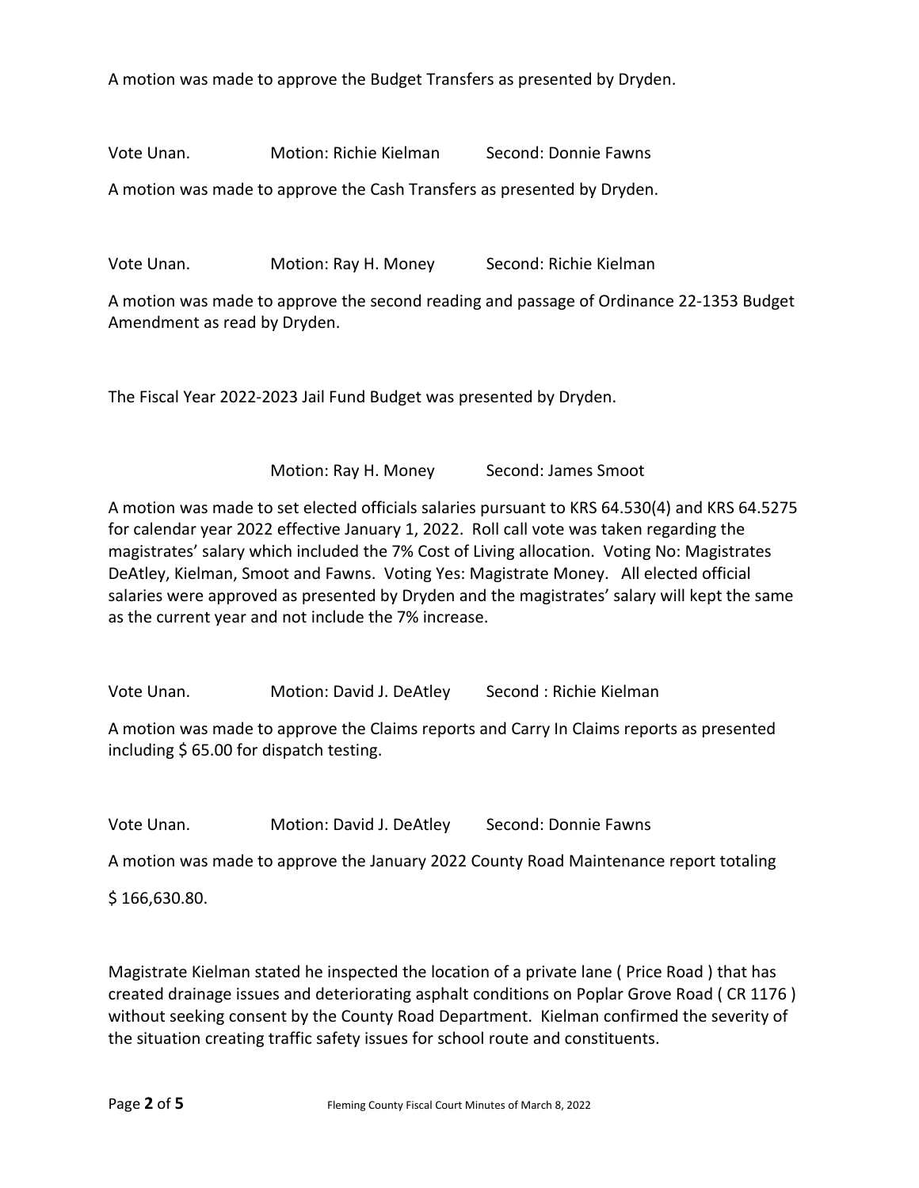A motion was made to approve the Budget Transfers as presented by Dryden.

Vote Unan.     Motion: Richie Kielman     Second: Donnie Fawns

A motion was made to approve the Cash Transfers as presented by Dryden.

Vote Unan.     Motion: Ray H. Money     Second: Richie Kielman

A motion was made to approve the second reading and passage of Ordinance 22-1353 Budget Amendment as read by Dryden.

The Fiscal Year 2022-2023 Jail Fund Budget was presented by Dryden.

Motion: Ray H. Money     Second: James Smoot

A motion was made to set elected officials salaries pursuant to KRS 64.530(4) and KRS 64.5275 for calendar year 2022 effective January 1, 2022. Roll call vote was taken regarding the magistrates' salary which included the 7% Cost of Living allocation. Voting No: Magistrates DeAtley, Kielman, Smoot and Fawns. Voting Yes: Magistrate Money. All elected official salaries were approved as presented by Dryden and the magistrates' salary will kept the same as the current year and not include the 7% increase.

Vote Unan.     Motion: David J. DeAtley     Second : Richie Kielman

A motion was made to approve the Claims reports and Carry In Claims reports as presented including $ 65.00 for dispatch testing.

Vote Unan.     Motion: David J. DeAtley     Second: Donnie Fawns

A motion was made to approve the January 2022 County Road Maintenance report totaling

$ 166,630.80.

Magistrate Kielman stated he inspected the location of a private lane ( Price Road ) that has created drainage issues and deteriorating asphalt conditions on Poplar Grove Road ( CR 1176 ) without seeking consent by the County Road Department. Kielman confirmed the severity of the situation creating traffic safety issues for school route and constituents.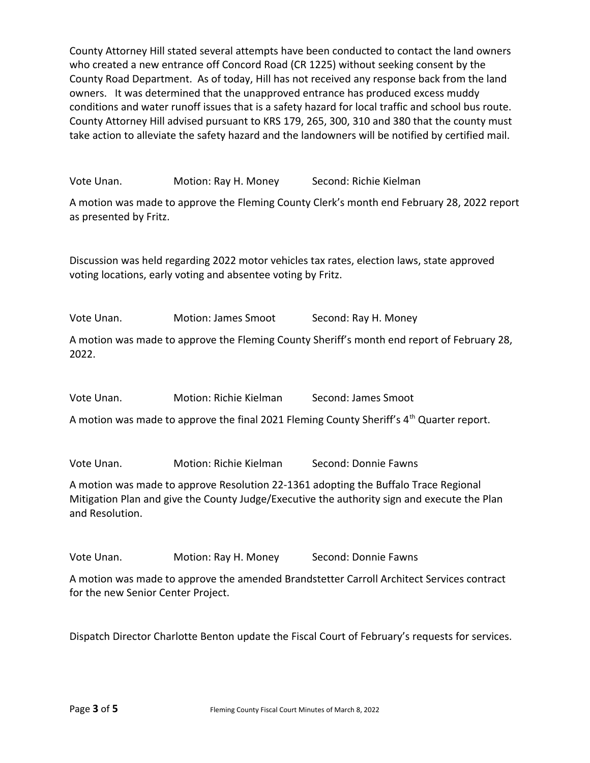County Attorney Hill stated several attempts have been conducted to contact the land owners who created a new entrance off Concord Road (CR 1225) without seeking consent by the County Road Department. As of today, Hill has not received any response back from the land owners. It was determined that the unapproved entrance has produced excess muddy conditions and water runoff issues that is a safety hazard for local traffic and school bus route. County Attorney Hill advised pursuant to KRS 179, 265, 300, 310 and 380 that the county must take action to alleviate the safety hazard and the landowners will be notified by certified mail.

Vote Unan. Motion: Ray H. Money Second: Richie Kielman

A motion was made to approve the Fleming County Clerk's month end February 28, 2022 report as presented by Fritz.

Discussion was held regarding 2022 motor vehicles tax rates, election laws, state approved voting locations, early voting and absentee voting by Fritz.

Vote Unan. Motion: James Smoot Second: Ray H. Money

A motion was made to approve the Fleming County Sheriff's month end report of February 28, 2022.

Vote Unan. Motion: Richie Kielman Second: James Smoot

A motion was made to approve the final 2021 Fleming County Sheriff's 4th Quarter report.

Vote Unan. Motion: Richie Kielman Second: Donnie Fawns

A motion was made to approve Resolution 22-1361 adopting the Buffalo Trace Regional Mitigation Plan and give the County Judge/Executive the authority sign and execute the Plan and Resolution.

Vote Unan. Motion: Ray H. Money Second: Donnie Fawns

A motion was made to approve the amended Brandstetter Carroll Architect Services contract for the new Senior Center Project.

Dispatch Director Charlotte Benton update the Fiscal Court of February's requests for services.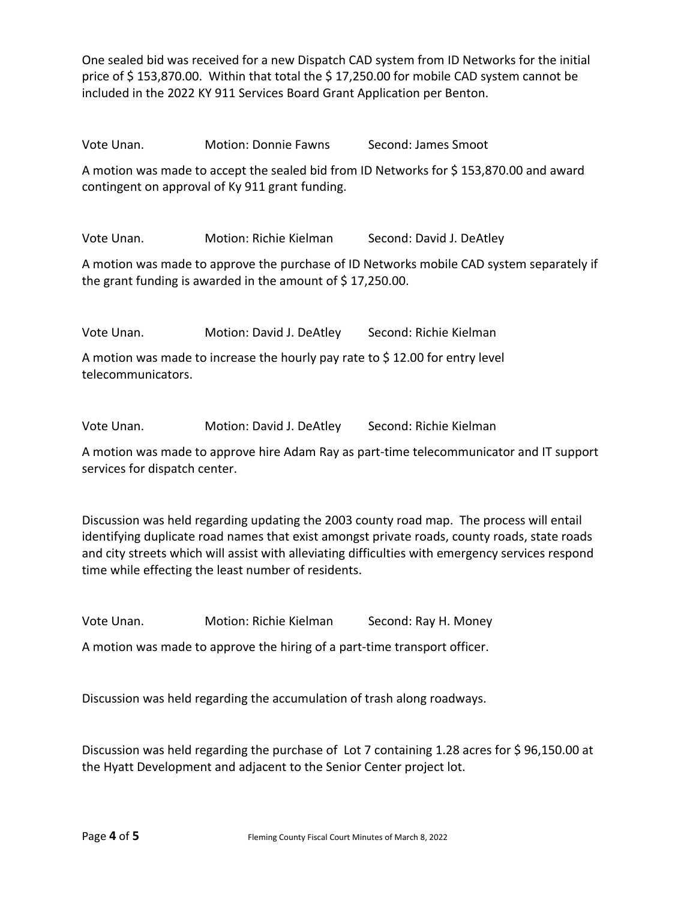One sealed bid was received for a new Dispatch CAD system from ID Networks for the initial price of $ 153,870.00. Within that total the $ 17,250.00 for mobile CAD system cannot be included in the 2022 KY 911 Services Board Grant Application per Benton.

Vote Unan. Motion: Donnie Fawns Second: James Smoot

A motion was made to accept the sealed bid from ID Networks for $ 153,870.00 and award contingent on approval of Ky 911 grant funding.

Vote Unan. Motion: Richie Kielman Second: David J. DeAtley

A motion was made to approve the purchase of ID Networks mobile CAD system separately if the grant funding is awarded in the amount of $ 17,250.00.

Vote Unan. Motion: David J. DeAtley Second: Richie Kielman

A motion was made to increase the hourly pay rate to $ 12.00 for entry level telecommunicators.

Vote Unan. Motion: David J. DeAtley Second: Richie Kielman

A motion was made to approve hire Adam Ray as part-time telecommunicator and IT support services for dispatch center.

Discussion was held regarding updating the 2003 county road map. The process will entail identifying duplicate road names that exist amongst private roads, county roads, state roads and city streets which will assist with alleviating difficulties with emergency services respond time while effecting the least number of residents.

Vote Unan. Motion: Richie Kielman Second: Ray H. Money

A motion was made to approve the hiring of a part-time transport officer.

Discussion was held regarding the accumulation of trash along roadways.

Discussion was held regarding the purchase of Lot 7 containing 1.28 acres for $ 96,150.00 at the Hyatt Development and adjacent to the Senior Center project lot.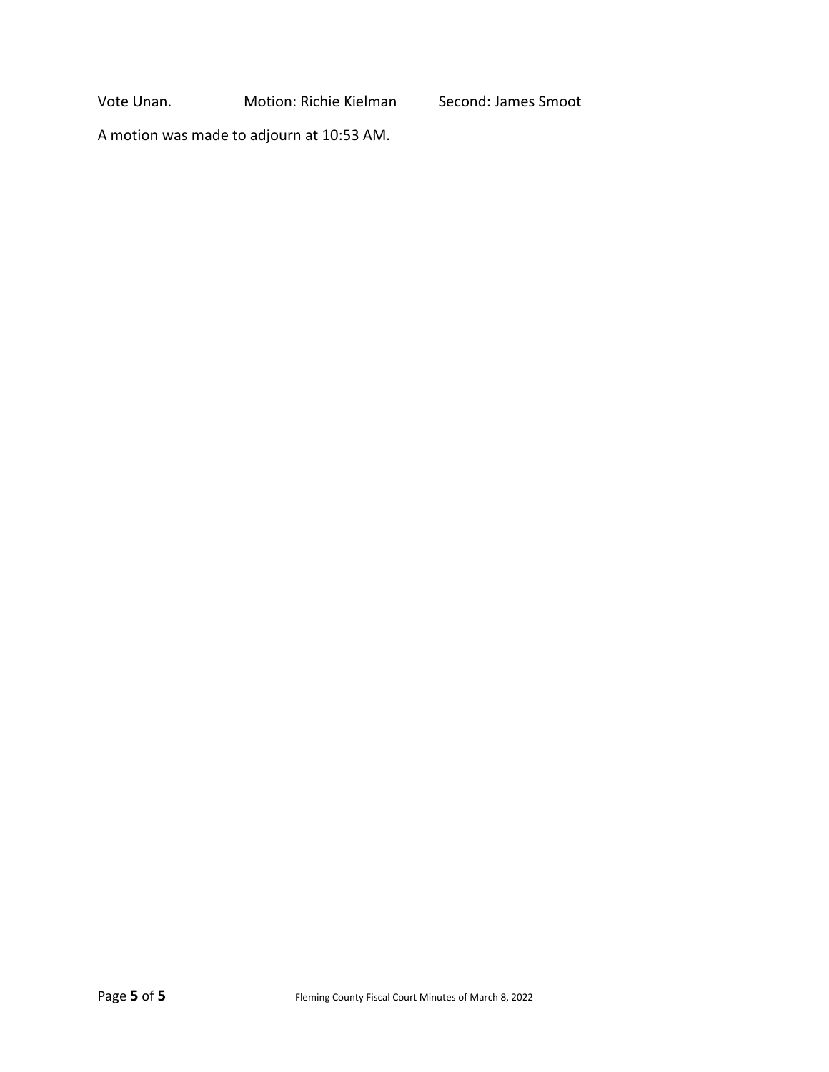Vote Unan. Motion: Richie Kielman Second: James Smoot

A motion was made to adjourn at 10:53 AM.